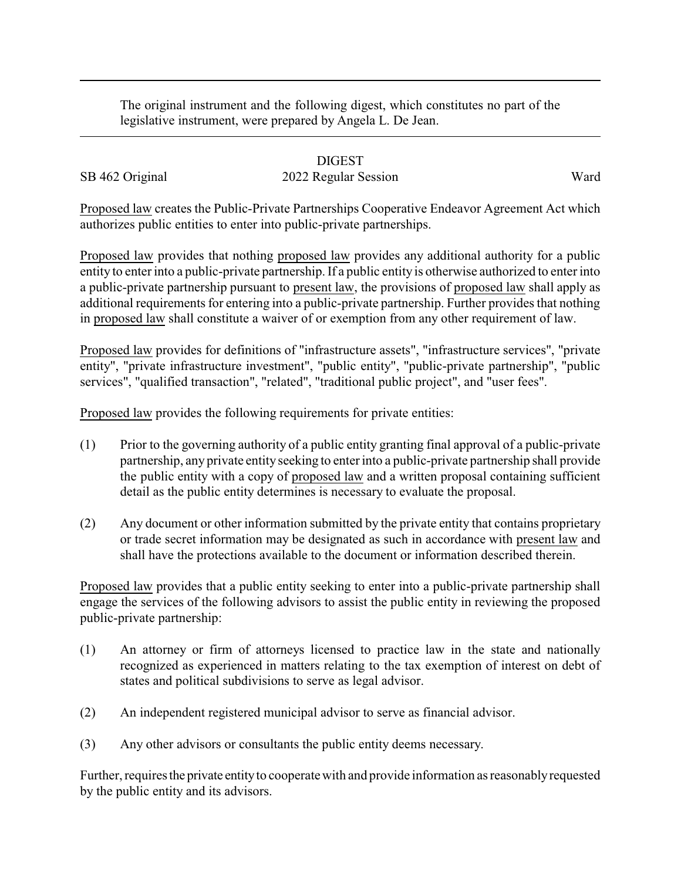The original instrument and the following digest, which constitutes no part of the legislative instrument, were prepared by Angela L. De Jean.

# DIGEST

SB 462 Original — 2022 Regular Session — Ward

<u>Proposed law</u> creates the Public-Private Partnerships Cooperative Endeavor Agreement Act which authorizes public entities to enter into public-private partnerships.

<u>Proposed law</u> provides that nothing <u>proposed law</u> provides any additional authority for a public entity to enter into a public-private partnership. If a public entity is otherwise authorized to enter into a public-private partnership pursuant to <u>present law</u>, the provisions of <u>proposed law</u> shall apply as additional requirements for entering into a public-private partnership. Further provides that nothing in <u>proposed law</u> shall constitute a waiver of or exemption from any other requirement of law.

<u>Proposed law</u> provides for definitions of "infrastructure assets", "infrastructure services", "private entity", "private infrastructure investment", "public entity", "public-private partnership", "public services", "qualified transaction", "related", "traditional public project", and "user fees".

<u>Proposed law</u> provides the following requirements for private entities:

(1) Prior to the governing authority of a public entity granting final approval of a public-private partnership, any private entity seeking to enter into a public-private partnership shall provide the public entity with a copy of <u>proposed law</u> and a written proposal containing sufficient detail as the public entity determines is necessary to evaluate the proposal.

(2) Any document or other information submitted by the private entity that contains proprietary or trade secret information may be designated as such in accordance with <u>present law</u> and shall have the protections available to the document or information described therein.

<u>Proposed law</u> provides that a public entity seeking to enter into a public-private partnership shall engage the services of the following advisors to assist the public entity in reviewing the proposed public-private partnership:

(1) An attorney or firm of attorneys licensed to practice law in the state and nationally recognized as experienced in matters relating to the tax exemption of interest on debt of states and political subdivisions to serve as legal advisor.

(2) An independent registered municipal advisor to serve as financial advisor.

(3) Any other advisors or consultants the public entity deems necessary.

Further, requires the private entity to cooperate with and provide information as reasonably requested by the public entity and its advisors.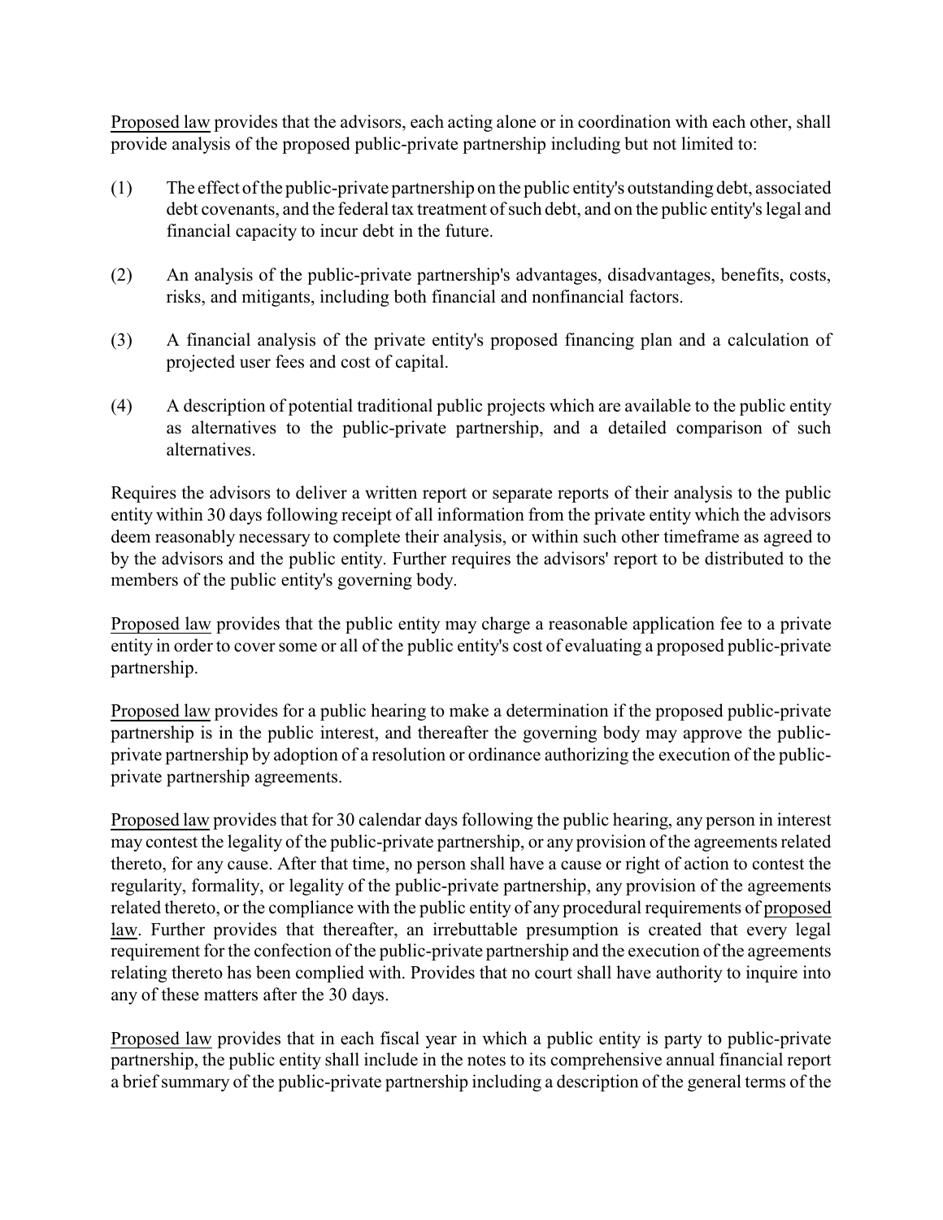Proposed law provides that the advisors, each acting alone or in coordination with each other, shall provide analysis of the proposed public-private partnership including but not limited to:

(1) The effect of the public-private partnership on the public entity's outstanding debt, associated debt covenants, and the federal tax treatment of such debt, and on the public entity's legal and financial capacity to incur debt in the future.

(2) An analysis of the public-private partnership's advantages, disadvantages, benefits, costs, risks, and mitigants, including both financial and nonfinancial factors.

(3) A financial analysis of the private entity's proposed financing plan and a calculation of projected user fees and cost of capital.

(4) A description of potential traditional public projects which are available to the public entity as alternatives to the public-private partnership, and a detailed comparison of such alternatives.

Requires the advisors to deliver a written report or separate reports of their analysis to the public entity within 30 days following receipt of all information from the private entity which the advisors deem reasonably necessary to complete their analysis, or within such other timeframe as agreed to by the advisors and the public entity. Further requires the advisors' report to be distributed to the members of the public entity's governing body.

Proposed law provides that the public entity may charge a reasonable application fee to a private entity in order to cover some or all of the public entity's cost of evaluating a proposed public-private partnership.

Proposed law provides for a public hearing to make a determination if the proposed public-private partnership is in the public interest, and thereafter the governing body may approve the public-private partnership by adoption of a resolution or ordinance authorizing the execution of the public-private partnership agreements.

Proposed law provides that for 30 calendar days following the public hearing, any person in interest may contest the legality of the public-private partnership, or any provision of the agreements related thereto, for any cause. After that time, no person shall have a cause or right of action to contest the regularity, formality, or legality of the public-private partnership, any provision of the agreements related thereto, or the compliance with the public entity of any procedural requirements of proposed law. Further provides that thereafter, an irrebuttable presumption is created that every legal requirement for the confection of the public-private partnership and the execution of the agreements relating thereto has been complied with. Provides that no court shall have authority to inquire into any of these matters after the 30 days.

Proposed law provides that in each fiscal year in which a public entity is party to public-private partnership, the public entity shall include in the notes to its comprehensive annual financial report a brief summary of the public-private partnership including a description of the general terms of the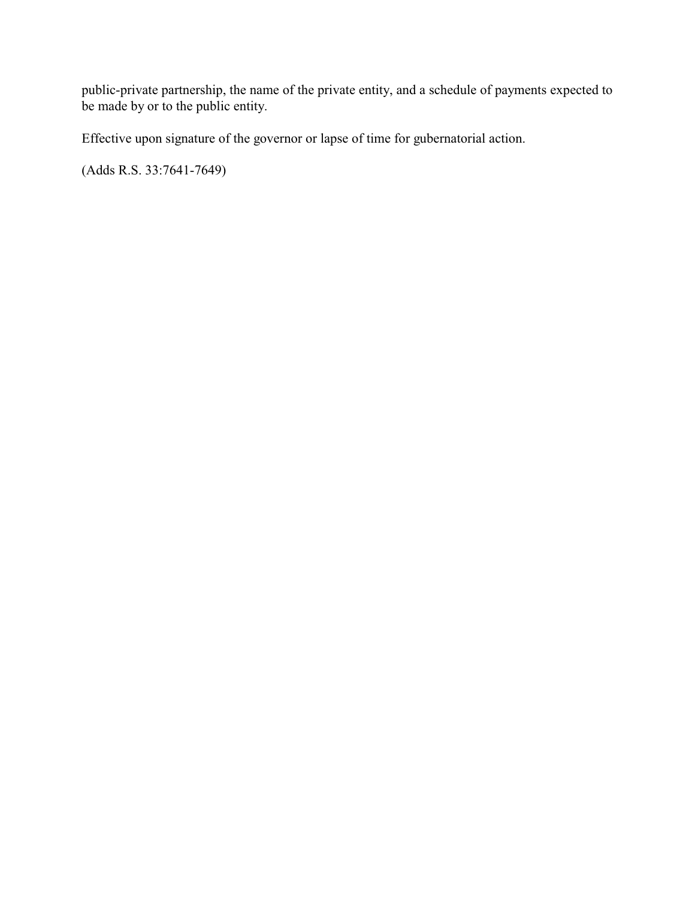public-private partnership, the name of the private entity, and a schedule of payments expected to be made by or to the public entity.

Effective upon signature of the governor or lapse of time for gubernatorial action.

(Adds R.S. 33:7641-7649)